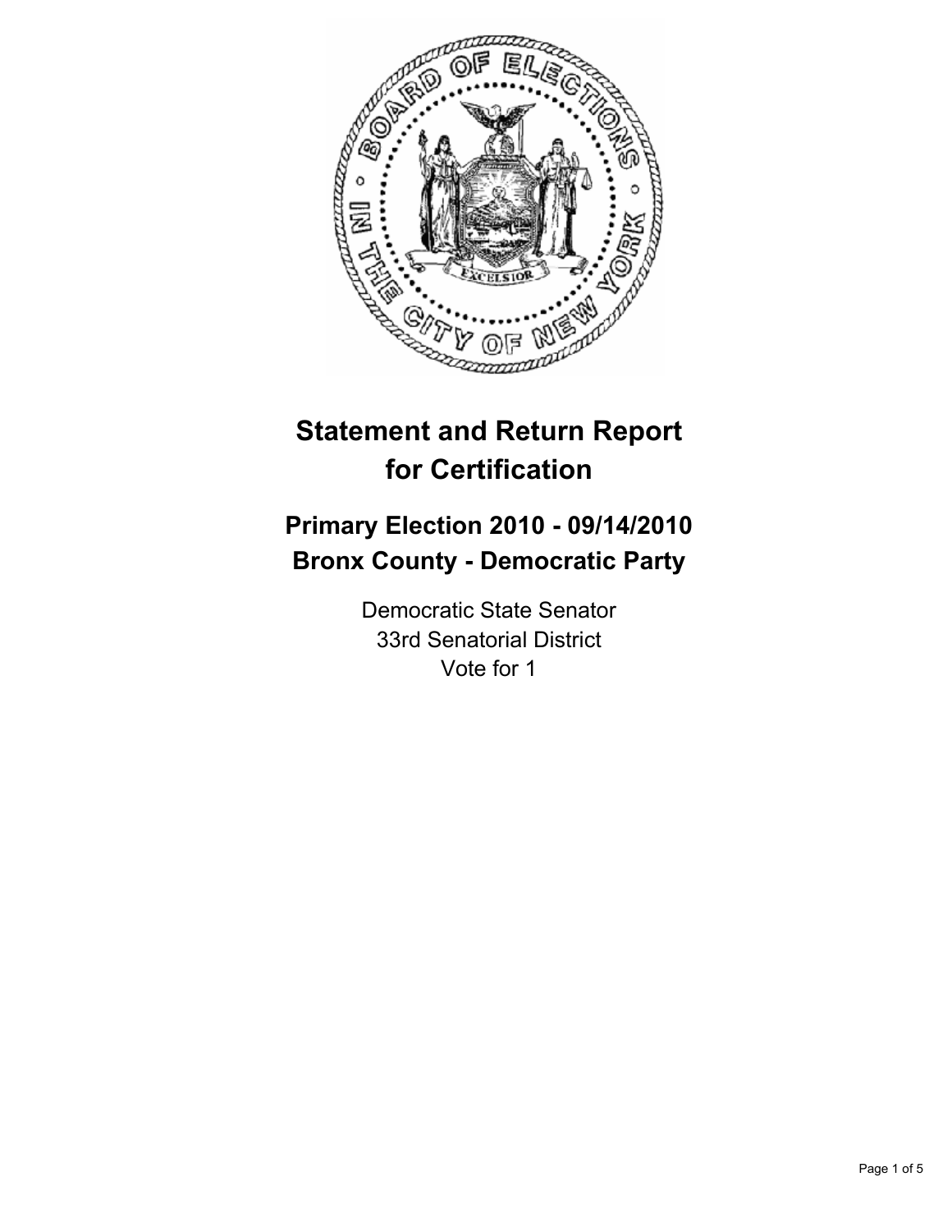# Statement and Return Report for Certification

## Primary Election 2010 - 09/14/2010
## Bronx County - Democratic Party

Democratic State Senator
33rd Senatorial District
Vote for 1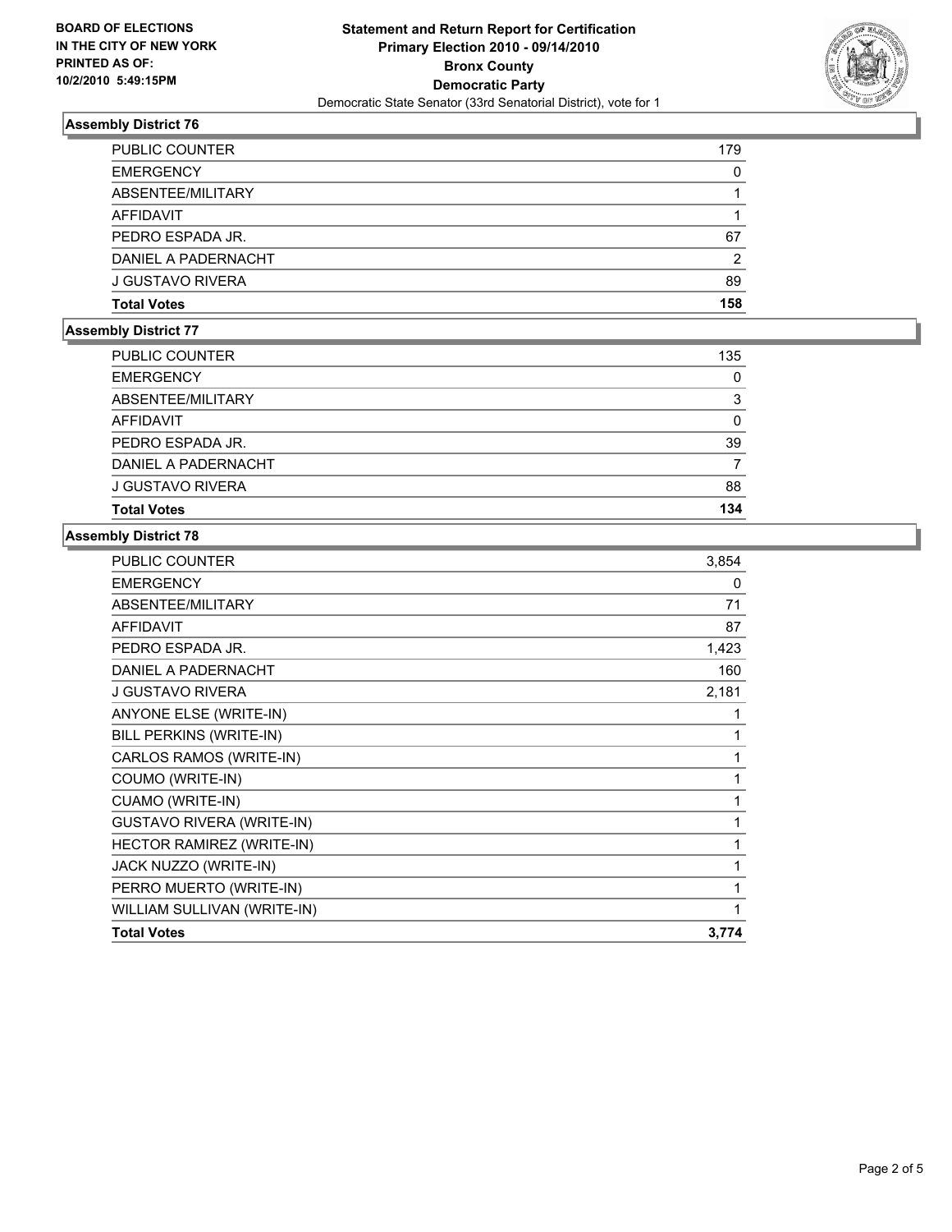BOARD OF ELECTIONS
IN THE CITY OF NEW YORK
PRINTED AS OF:
10/2/2010 5:49:15PM

**Statement and Return Report for Certification**
**Primary Election 2010 - 09/14/2010**
**Bronx County**
**Democratic Party**
Democratic State Senator (33rd Senatorial District), vote for 1

### Assembly District 76

| | |
|---|---|
| PUBLIC COUNTER | 179 |
| EMERGENCY | 0 |
| ABSENTEE/MILITARY | 1 |
| AFFIDAVIT | 1 |
| PEDRO ESPADA JR. | 67 |
| DANIEL A PADERNACHT | 2 |
| J GUSTAVO RIVERA | 89 |
| **Total Votes** | **158** |

### Assembly District 77

| | |
|---|---|
| PUBLIC COUNTER | 135 |
| EMERGENCY | 0 |
| ABSENTEE/MILITARY | 3 |
| AFFIDAVIT | 0 |
| PEDRO ESPADA JR. | 39 |
| DANIEL A PADERNACHT | 7 |
| J GUSTAVO RIVERA | 88 |
| **Total Votes** | **134** |

### Assembly District 78

| | |
|---|---|
| PUBLIC COUNTER | 3,854 |
| EMERGENCY | 0 |
| ABSENTEE/MILITARY | 71 |
| AFFIDAVIT | 87 |
| PEDRO ESPADA JR. | 1,423 |
| DANIEL A PADERNACHT | 160 |
| J GUSTAVO RIVERA | 2,181 |
| ANYONE ELSE (WRITE-IN) | 1 |
| BILL PERKINS (WRITE-IN) | 1 |
| CARLOS RAMOS (WRITE-IN) | 1 |
| COUMO (WRITE-IN) | 1 |
| CUAMO (WRITE-IN) | 1 |
| GUSTAVO RIVERA (WRITE-IN) | 1 |
| HECTOR RAMIREZ (WRITE-IN) | 1 |
| JACK NUZZO (WRITE-IN) | 1 |
| PERRO MUERTO (WRITE-IN) | 1 |
| WILLIAM SULLIVAN (WRITE-IN) | 1 |
| **Total Votes** | **3,774** |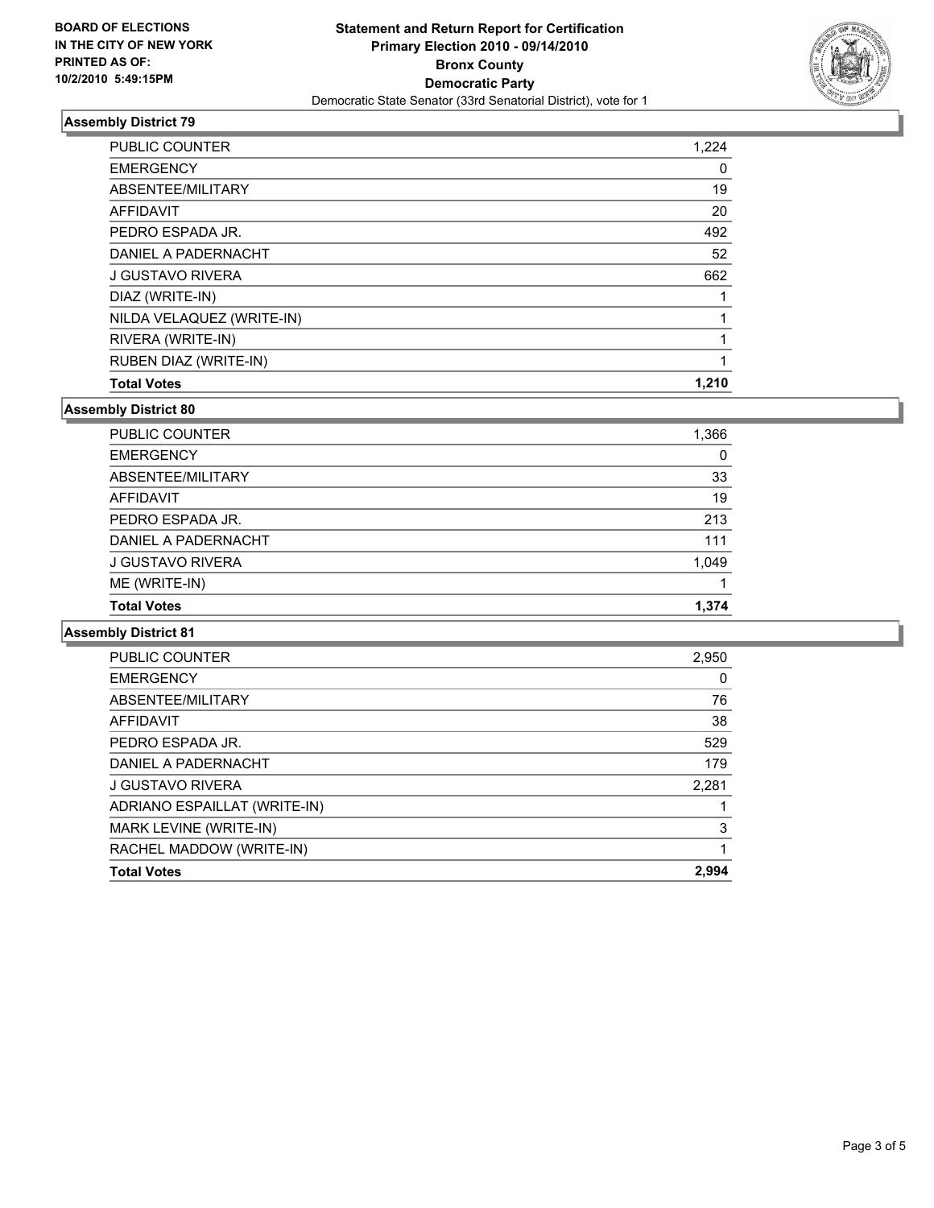**BOARD OF ELECTIONS IN THE CITY OF NEW YORK PRINTED AS OF: 10/2/2010 5:49:15PM**

**Statement and Return Report for Certification**
**Primary Election 2010 - 09/14/2010**
**Bronx County**
**Democratic Party**
Democratic State Senator (33rd Senatorial District), vote for 1

### Assembly District 79

| | |
|---|---|
| PUBLIC COUNTER | 1,224 |
| EMERGENCY | 0 |
| ABSENTEE/MILITARY | 19 |
| AFFIDAVIT | 20 |
| PEDRO ESPADA JR. | 492 |
| DANIEL A PADERNACHT | 52 |
| J GUSTAVO RIVERA | 662 |
| DIAZ (WRITE-IN) | 1 |
| NILDA VELAQUEZ (WRITE-IN) | 1 |
| RIVERA (WRITE-IN) | 1 |
| RUBEN DIAZ (WRITE-IN) | 1 |
| **Total Votes** | **1,210** |

### Assembly District 80

| | |
|---|---|
| PUBLIC COUNTER | 1,366 |
| EMERGENCY | 0 |
| ABSENTEE/MILITARY | 33 |
| AFFIDAVIT | 19 |
| PEDRO ESPADA JR. | 213 |
| DANIEL A PADERNACHT | 111 |
| J GUSTAVO RIVERA | 1,049 |
| ME (WRITE-IN) | 1 |
| **Total Votes** | **1,374** |

### Assembly District 81

| | |
|---|---|
| PUBLIC COUNTER | 2,950 |
| EMERGENCY | 0 |
| ABSENTEE/MILITARY | 76 |
| AFFIDAVIT | 38 |
| PEDRO ESPADA JR. | 529 |
| DANIEL A PADERNACHT | 179 |
| J GUSTAVO RIVERA | 2,281 |
| ADRIANO ESPAILLAT (WRITE-IN) | 1 |
| MARK LEVINE (WRITE-IN) | 3 |
| RACHEL MADDOW (WRITE-IN) | 1 |
| **Total Votes** | **2,994** |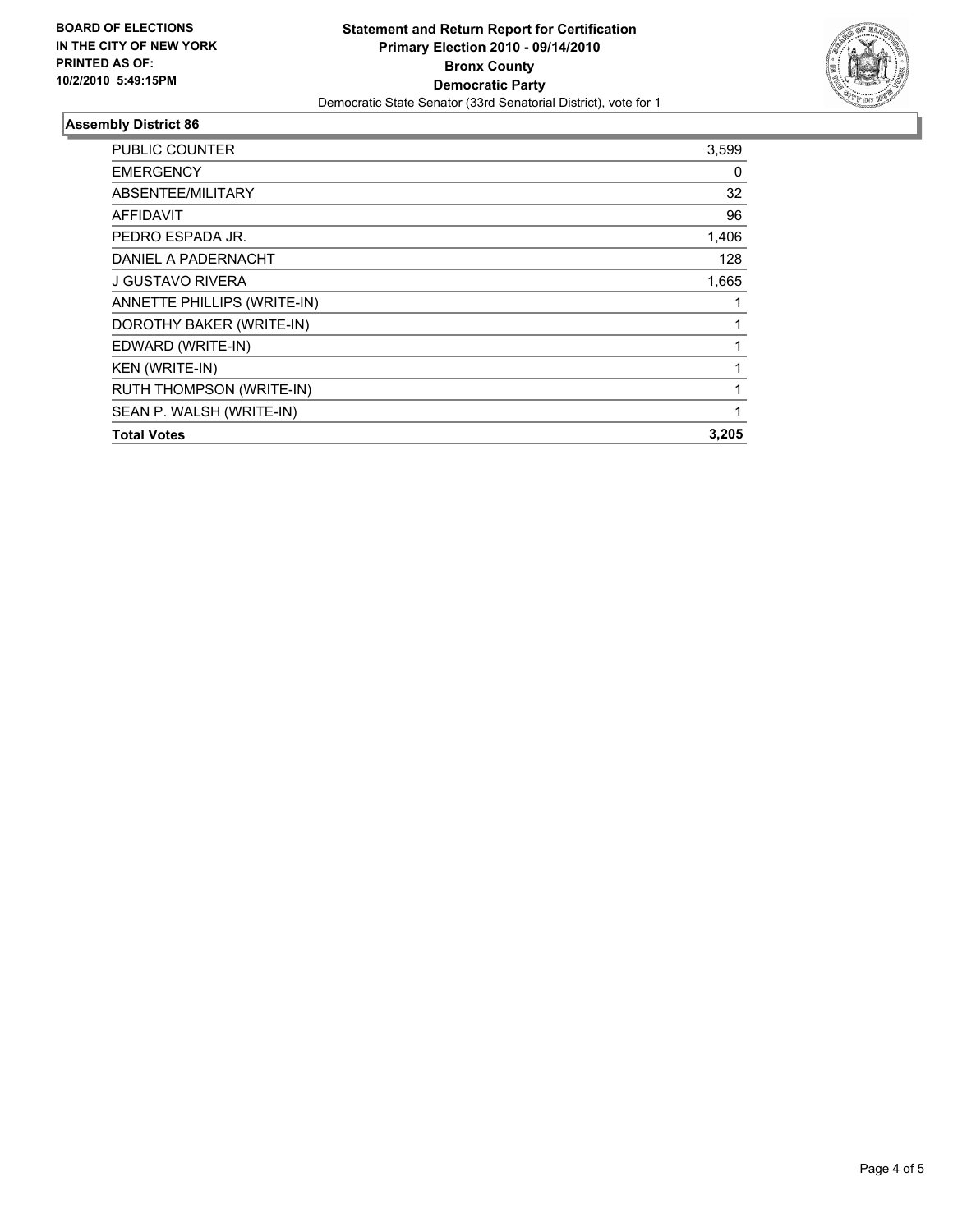**BOARD OF ELECTIONS IN THE CITY OF NEW YORK PRINTED AS OF: 10/2/2010 5:49:15PM**

# Statement and Return Report for Certification
## Primary Election 2010 - 09/14/2010
## Bronx County
## Democratic Party

Democratic State Senator (33rd Senatorial District), vote for 1

### Assembly District 86

| | |
|---|---|
| PUBLIC COUNTER | 3,599 |
| EMERGENCY | 0 |
| ABSENTEE/MILITARY | 32 |
| AFFIDAVIT | 96 |
| PEDRO ESPADA JR. | 1,406 |
| DANIEL A PADERNACHT | 128 |
| J GUSTAVO RIVERA | 1,665 |
| ANNETTE PHILLIPS (WRITE-IN) | 1 |
| DOROTHY BAKER (WRITE-IN) | 1 |
| EDWARD (WRITE-IN) | 1 |
| KEN (WRITE-IN) | 1 |
| RUTH THOMPSON (WRITE-IN) | 1 |
| SEAN P. WALSH (WRITE-IN) | 1 |
| **Total Votes** | **3,205** |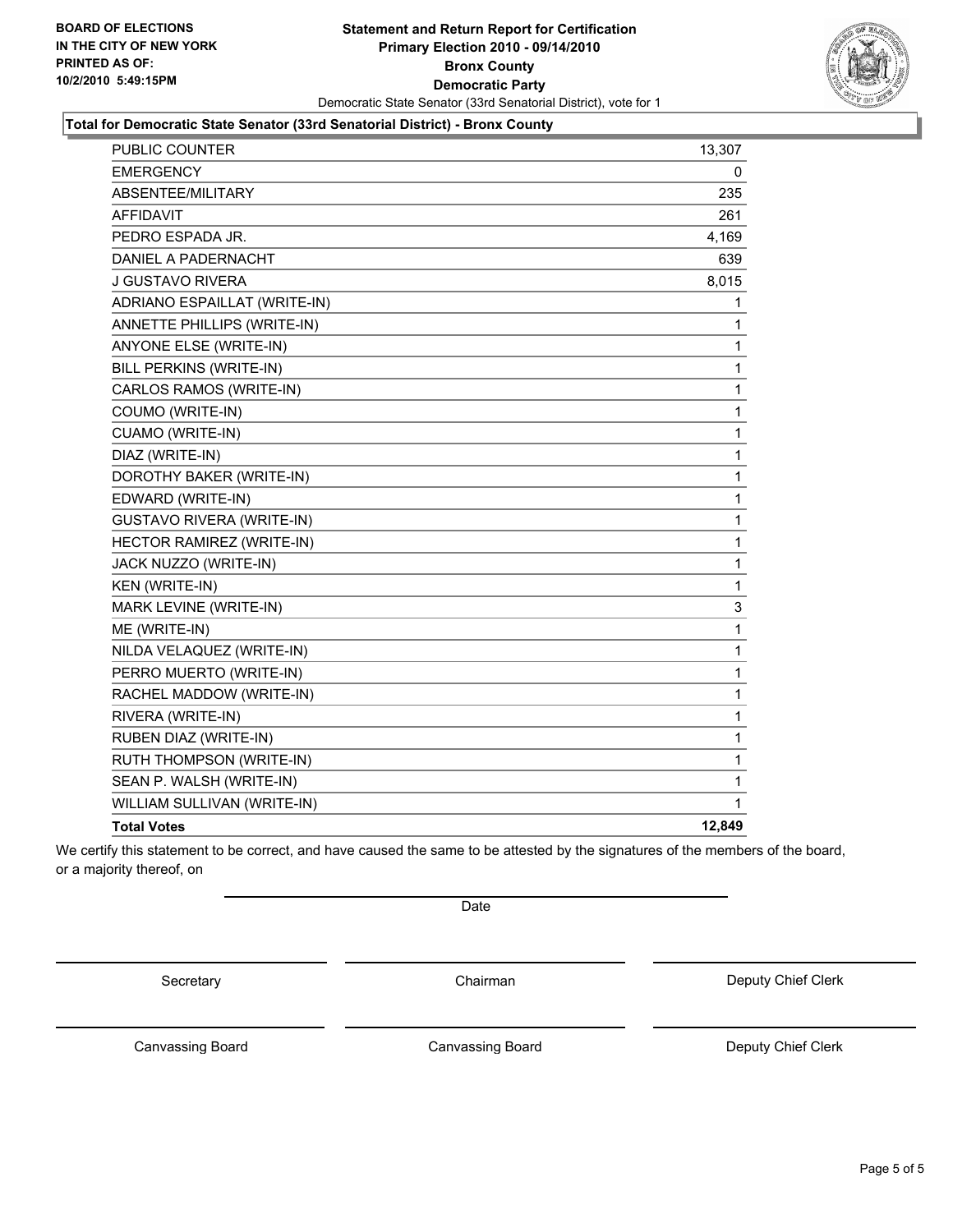**BOARD OF ELECTIONS IN THE CITY OF NEW YORK PRINTED AS OF: 10/2/2010 5:49:15PM**

**Statement and Return Report for Certification**
**Primary Election 2010 - 09/14/2010**
**Bronx County**
**Democratic Party**
Democratic State Senator (33rd Senatorial District), vote for 1

**Total for Democratic State Senator (33rd Senatorial District) - Bronx County**

| | |
|---|---|
| PUBLIC COUNTER | 13,307 |
| EMERGENCY | 0 |
| ABSENTEE/MILITARY | 235 |
| AFFIDAVIT | 261 |
| PEDRO ESPADA JR. | 4,169 |
| DANIEL A PADERNACHT | 639 |
| J GUSTAVO RIVERA | 8,015 |
| ADRIANO ESPAILLAT (WRITE-IN) | 1 |
| ANNETTE PHILLIPS (WRITE-IN) | 1 |
| ANYONE ELSE (WRITE-IN) | 1 |
| BILL PERKINS (WRITE-IN) | 1 |
| CARLOS RAMOS (WRITE-IN) | 1 |
| COUMO (WRITE-IN) | 1 |
| CUAMO (WRITE-IN) | 1 |
| DIAZ (WRITE-IN) | 1 |
| DOROTHY BAKER (WRITE-IN) | 1 |
| EDWARD (WRITE-IN) | 1 |
| GUSTAVO RIVERA (WRITE-IN) | 1 |
| HECTOR RAMIREZ (WRITE-IN) | 1 |
| JACK NUZZO (WRITE-IN) | 1 |
| KEN (WRITE-IN) | 1 |
| MARK LEVINE (WRITE-IN) | 3 |
| ME (WRITE-IN) | 1 |
| NILDA VELAQUEZ (WRITE-IN) | 1 |
| PERRO MUERTO (WRITE-IN) | 1 |
| RACHEL MADDOW (WRITE-IN) | 1 |
| RIVERA (WRITE-IN) | 1 |
| RUBEN DIAZ (WRITE-IN) | 1 |
| RUTH THOMPSON (WRITE-IN) | 1 |
| SEAN P. WALSH (WRITE-IN) | 1 |
| WILLIAM SULLIVAN (WRITE-IN) | 1 |
| **Total Votes** | **12,849** |

We certify this statement to be correct, and have caused the same to be attested by the signatures of the members of the board, or a majority thereof, on

Date

Secretary | Chairman | Deputy Chief Clerk

Canvassing Board | Canvassing Board | Deputy Chief Clerk